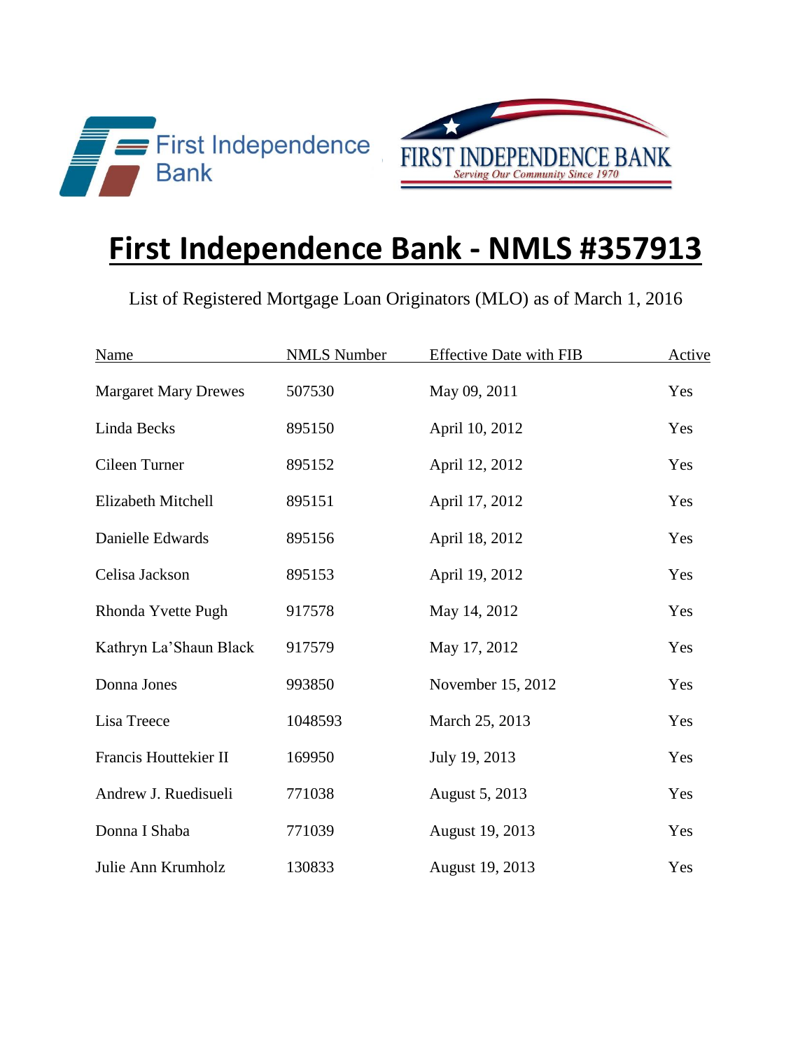First Independence Bank

FIRST INDEPENDENCE BANK
*Serving Our Community Since 1970*

# First Independence Bank - NMLS #357913

List of Registered Mortgage Loan Originators (MLO) as of March 1, 2016

| Name | NMLS Number | Effective Date with FIB | Active |
|---|---|---|---|
| Margaret Mary Drewes | 507530 | May 09, 2011 | Yes |
| Linda Becks | 895150 | April 10, 2012 | Yes |
| Cileen Turner | 895152 | April 12, 2012 | Yes |
| Elizabeth Mitchell | 895151 | April 17, 2012 | Yes |
| Danielle Edwards | 895156 | April 18, 2012 | Yes |
| Celisa Jackson | 895153 | April 19, 2012 | Yes |
| Rhonda Yvette Pugh | 917578 | May 14, 2012 | Yes |
| Kathryn La'Shaun Black | 917579 | May 17, 2012 | Yes |
| Donna Jones | 993850 | November 15, 2012 | Yes |
| Lisa Treece | 1048593 | March 25, 2013 | Yes |
| Francis Houttekier II | 169950 | July 19, 2013 | Yes |
| Andrew J. Ruedisueli | 771038 | August 5, 2013 | Yes |
| Donna I Shaba | 771039 | August 19, 2013 | Yes |
| Julie Ann Krumholz | 130833 | August 19, 2013 | Yes |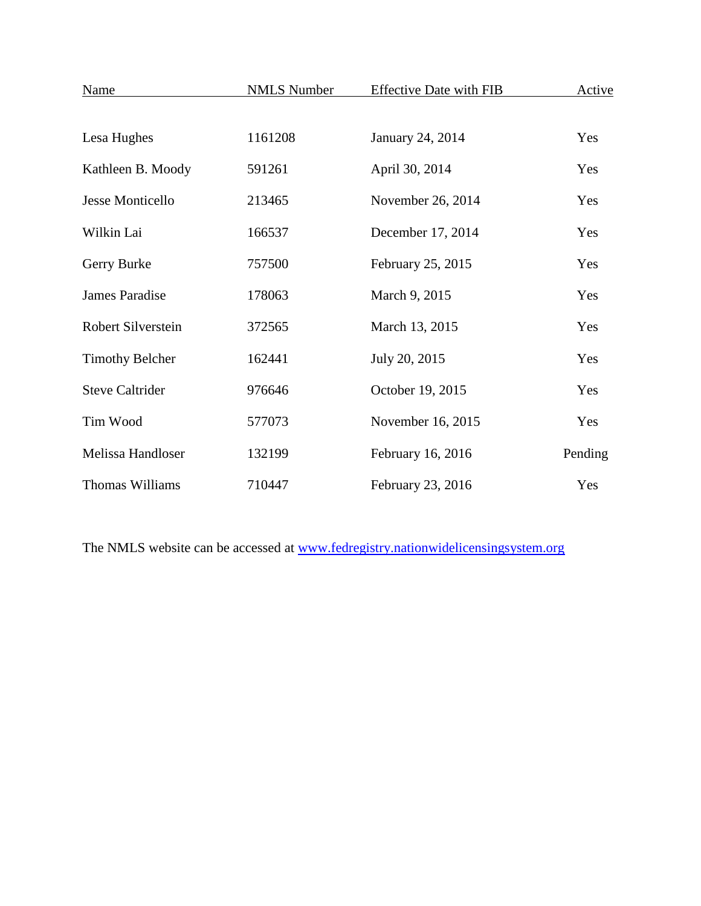| Name | NMLS Number | Effective Date with FIB | Active |
|---|---|---|---|
| Lesa Hughes | 1161208 | January 24, 2014 | Yes |
| Kathleen B. Moody | 591261 | April 30, 2014 | Yes |
| Jesse Monticello | 213465 | November 26, 2014 | Yes |
| Wilkin Lai | 166537 | December 17, 2014 | Yes |
| Gerry Burke | 757500 | February 25, 2015 | Yes |
| James Paradise | 178063 | March 9, 2015 | Yes |
| Robert Silverstein | 372565 | March 13, 2015 | Yes |
| Timothy Belcher | 162441 | July 20, 2015 | Yes |
| Steve Caltrider | 976646 | October 19, 2015 | Yes |
| Tim Wood | 577073 | November 16, 2015 | Yes |
| Melissa Handloser | 132199 | February 16, 2016 | Pending |
| Thomas Williams | 710447 | February 23, 2016 | Yes |

The NMLS website can be accessed at [www.fedregistry.nationwidelicensingsystem.org](http://www.fedregistry.nationwidelicensingsystem.org)